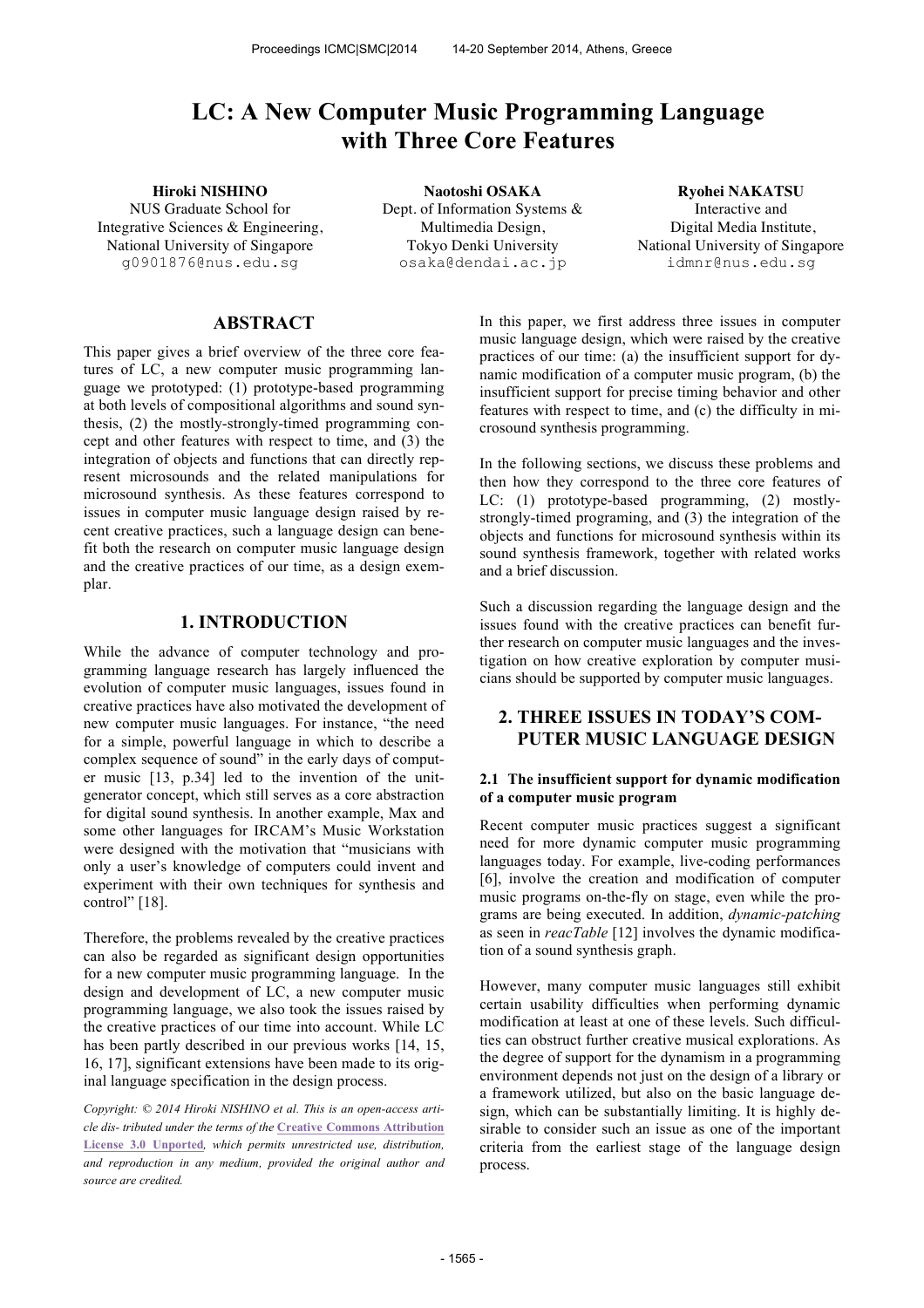# LC: A New Computer Music Programming Language with Three Core Features

**Hiroki NISHINO**
NUS Graduate School for Integrative Sciences & Engineering, National University of Singapore
g0901876@nus.edu.sg

**Naotoshi OSAKA**
Dept. of Information Systems & Multimedia Design, Tokyo Denki University
osaka@dendai.ac.jp

**Ryohei NAKATSU**
Interactive and Digital Media Institute, National University of Singapore
idmnr@nus.edu.sg

## ABSTRACT

This paper gives a brief overview of the three core features of LC, a new computer music programming language we prototyped: (1) prototype-based programming at both levels of compositional algorithms and sound synthesis, (2) the mostly-strongly-timed programming concept and other features with respect to time, and (3) the integration of objects and functions that can directly represent microsounds and the related manipulations for microsound synthesis. As these features correspond to issues in computer music language design raised by recent creative practices, such a language design can benefit both the research on computer music language design and the creative practices of our time, as a design exemplar.

## 1. INTRODUCTION

While the advance of computer technology and programming language research has largely influenced the evolution of computer music languages, issues found in creative practices have also motivated the development of new computer music languages. For instance, "the need for a simple, powerful language in which to describe a complex sequence of sound" in the early days of computer music [13, p.34] led to the invention of the unit-generator concept, which still serves as a core abstraction for digital sound synthesis. In another example, Max and some other languages for IRCAM's Music Workstation were designed with the motivation that "musicians with only a user's knowledge of computers could invent and experiment with their own techniques for synthesis and control" [18].

Therefore, the problems revealed by the creative practices can also be regarded as significant design opportunities for a new computer music programming language. In the design and development of LC, a new computer music programming language, we also took the issues raised by the creative practices of our time into account. While LC has been partly described in our previous works [14, 15, 16, 17], significant extensions have been made to its original language specification in the design process.

*Copyright: © 2014 Hiroki NISHINO et al. This is an open-access article dis- tributed under the terms of the* **Creative Commons Attribution License 3.0 Unported**, *which permits unrestricted use, distribution, and reproduction in any medium, provided the original author and source are credited.*

In this paper, we first address three issues in computer music language design, which were raised by the creative practices of our time: (a) the insufficient support for dynamic modification of a computer music program, (b) the insufficient support for precise timing behavior and other features with respect to time, and (c) the difficulty in microsound synthesis programming.

In the following sections, we discuss these problems and then how they correspond to the three core features of LC: (1) prototype-based programming, (2) mostly-strongly-timed programing, and (3) the integration of the objects and functions for microsound synthesis within its sound synthesis framework, together with related works and a brief discussion.

Such a discussion regarding the language design and the issues found with the creative practices can benefit further research on computer music languages and the investigation on how creative exploration by computer musicians should be supported by computer music languages.

## 2. THREE ISSUES IN TODAY'S COMPUTER MUSIC LANGUAGE DESIGN

### 2.1 The insufficient support for dynamic modification of a computer music program

Recent computer music practices suggest a significant need for more dynamic computer music programming languages today. For example, live-coding performances [6], involve the creation and modification of computer music programs on-the-fly on stage, even while the programs are being executed. In addition, *dynamic-patching* as seen in *reacTable* [12] involves the dynamic modification of a sound synthesis graph.

However, many computer music languages still exhibit certain usability difficulties when performing dynamic modification at least at one of these levels. Such difficulties can obstruct further creative musical explorations. As the degree of support for the dynamism in a programming environment depends not just on the design of a library or a framework utilized, but also on the basic language design, which can be substantially limiting. It is highly desirable to consider such an issue as one of the important criteria from the earliest stage of the language design process.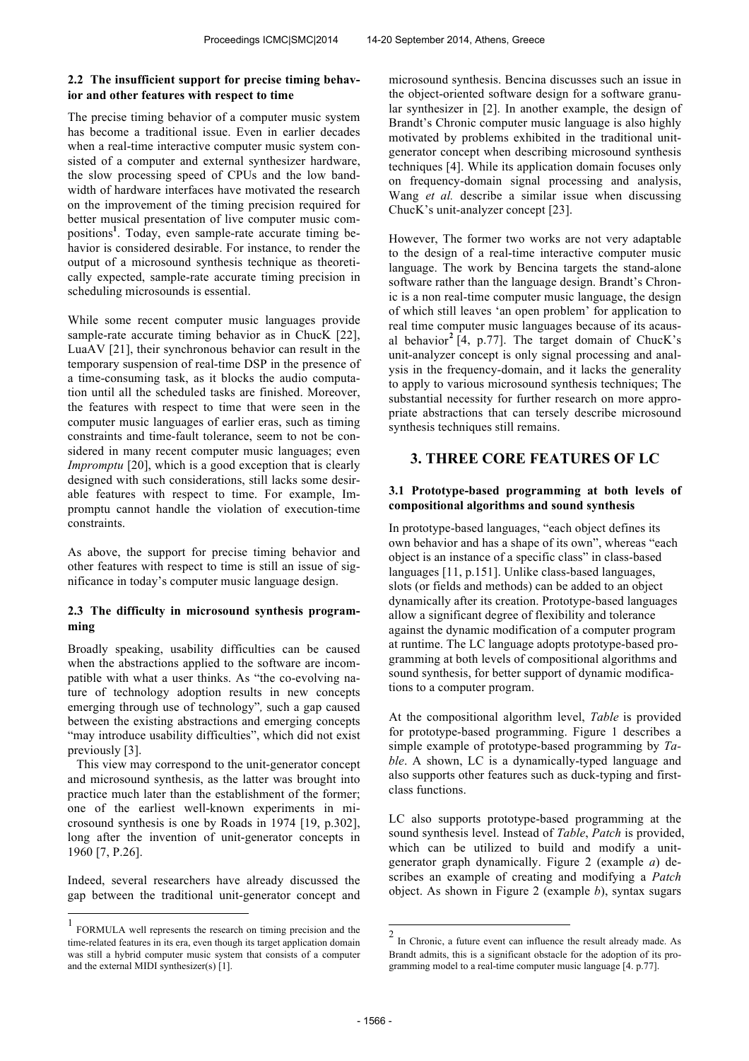### 2.2 The insufficient support for precise timing behavior and other features with respect to time

The precise timing behavior of a computer music system has become a traditional issue. Even in earlier decades when a real-time interactive computer music system consisted of a computer and external synthesizer hardware, the slow processing speed of CPUs and the low bandwidth of hardware interfaces have motivated the research on the improvement of the timing precision required for better musical presentation of live computer music compositions[1]. Today, even sample-rate accurate timing behavior is considered desirable. For instance, to render the output of a microsound synthesis technique as theoretically expected, sample-rate accurate timing precision in scheduling microsounds is essential.

While some recent computer music languages provide sample-rate accurate timing behavior as in ChucK [22], LuaAV [21], their synchronous behavior can result in the temporary suspension of real-time DSP in the presence of a time-consuming task, as it blocks the audio computation until all the scheduled tasks are finished. Moreover, the features with respect to time that were seen in the computer music languages of earlier eras, such as timing constraints and time-fault tolerance, seem to not be considered in many recent computer music languages; even *Impromptu* [20], which is a good exception that is clearly designed with such considerations, still lacks some desirable features with respect to time. For example, Impromptu cannot handle the violation of execution-time constraints.

As above, the support for precise timing behavior and other features with respect to time is still an issue of significance in today's computer music language design.

### 2.3 The difficulty in microsound synthesis programming

Broadly speaking, usability difficulties can be caused when the abstractions applied to the software are incompatible with what a user thinks. As "the co-evolving nature of technology adoption results in new concepts emerging through use of technology"*,* such a gap caused between the existing abstractions and emerging concepts "may introduce usability difficulties", which did not exist previously [3].

This view may correspond to the unit-generator concept and microsound synthesis, as the latter was brought into practice much later than the establishment of the former; one of the earliest well-known experiments in microsound synthesis is one by Roads in 1974 [19, p.302], long after the invention of unit-generator concepts in 1960 [7, P.26].

Indeed, several researchers have already discussed the gap between the traditional unit-generator concept and microsound synthesis. Bencina discusses such an issue in the object-oriented software design for a software granular synthesizer in [2]. In another example, the design of Brandt's Chronic computer music language is also highly motivated by problems exhibited in the traditional unit-generator concept when describing microsound synthesis techniques [4]. While its application domain focuses only on frequency-domain signal processing and analysis, Wang *et al.* describe a similar issue when discussing ChucK's unit-analyzer concept [23].

However, The former two works are not very adaptable to the design of a real-time interactive computer music language. The work by Bencina targets the stand-alone software rather than the language design. Brandt's Chronic is a non real-time computer music language, the design of which still leaves 'an open problem' for application to real time computer music languages because of its acausal behavior[2] [4, p.77]. The target domain of ChucK's unit-analyzer concept is only signal processing and analysis in the frequency-domain, and it lacks the generality to apply to various microsound synthesis techniques; The substantial necessity for further research on more appropriate abstractions that can tersely describe microsound synthesis techniques still remains.

## 3. THREE CORE FEATURES OF LC

### 3.1 Prototype-based programming at both levels of compositional algorithms and sound synthesis

In prototype-based languages, "each object defines its own behavior and has a shape of its own", whereas "each object is an instance of a specific class" in class-based languages [11, p.151]. Unlike class-based languages, slots (or fields and methods) can be added to an object dynamically after its creation. Prototype-based languages allow a significant degree of flexibility and tolerance against the dynamic modification of a computer program at runtime. The LC language adopts prototype-based programming at both levels of compositional algorithms and sound synthesis, for better support of dynamic modifications to a computer program.

At the compositional algorithm level, *Table* is provided for prototype-based programming. Figure 1 describes a simple example of prototype-based programming by *Table*. A shown, LC is a dynamically-typed language and also supports other features such as duck-typing and first-class functions.

LC also supports prototype-based programming at the sound synthesis level. Instead of *Table*, *Patch* is provided, which can be utilized to build and modify a unit-generator graph dynamically. Figure 2 (example *a*) describes an example of creating and modifying a *Patch* object. As shown in Figure 2 (example *b*), syntax sugars

---

[1] FORMULA well represents the research on timing precision and the time-related features in its era, even though its target application domain was still a hybrid computer music system that consists of a computer and the external MIDI synthesizer(s) [1].

[2] In Chronic, a future event can influence the result already made. As Brandt admits, this is a significant obstacle for the adoption of its programming model to a real-time computer music language [4. p.77].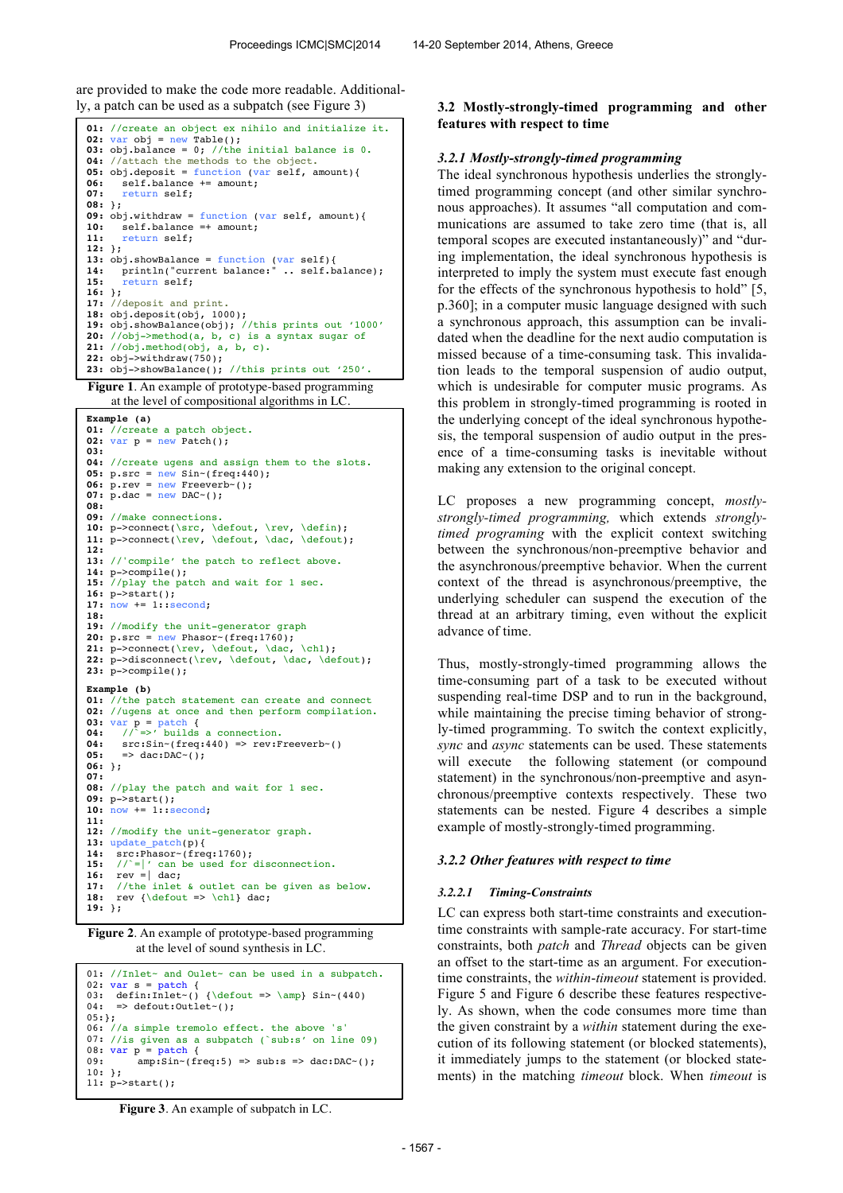are provided to make the code more readable. Additionally, a patch can be used as a subpatch (see Figure 3)

```
01: //create an object ex nihilo and initialize it.
02: var obj = new Table();
03: obj.balance = 0; //the initial balance is 0.
04: //attach the methods to the object.
05: obj.deposit = function (var self, amount){
06:    self.balance += amount;
07:    return self;
08: };
09: obj.withdraw = function (var self, amount){
10:    self.balance =+ amount;
11:    return self;
12: };
13: obj.showBalance = function (var self){
14:    println("current balance:" .. self.balance);
15:    return self;
16: };
17: //deposit and print.
18: obj.deposit(obj, 1000);
19: obj.showBalance(obj); //this prints out '1000'
20: //obj->method(a, b, c) is a syntax sugar of
21: //obj.method(obj, a, b, c).
22: obj->withdraw(750);
23: obj->showBalance(); //this prints out '250'.
```

**Figure 1**. An example of prototype-based programming at the level of compositional algorithms in LC.

```
Example (a)
01: //create a patch object.
02: var p = new Patch();
03:
04: //create ugens and assign them to the slots.
05: p.src = new Sin~(freq:440);
06: p.rev = new Freeverb~();
07: p.dac = new DAC~();
08:
09: //make connections.
10: p->connect(\src, \defout, \rev, \defin);
11: p->connect(\rev, \defout, \dac, \defout);
12:
13: //'compile' the patch to reflect above.
14: p->compile();
15: //play the patch and wait for 1 sec.
16: p->start();
17: now += 1::second;
18:
19: //modify the unit-generator graph
20: p.src = new Phasor~(freq:1760);
21: p->connect(\rev, \defout, \dac, \ch1);
22: p->disconnect(\rev, \defout, \dac, \defout);
23: p->compile();

Example (b)
01: //the patch statement can create and connect
02: //ugens at once and then perform compilation.
03: var p = patch {
04:    //`=>' builds a connection.
04:    src:Sin~(freq:440) => rev:Freeverb~()
05:    => dac:DAC~();
06: };
07:
08: //play the patch and wait for 1 sec.
09: p->start();
10: now += 1::second;
11:
12: //modify the unit-generator graph.
13: update_patch(p){
14:    src:Phasor~(freq:1760);
15:    //`=|' can be used for disconnection.
16:    rev =| dac;
17:    //the inlet & outlet can be given as below.
18:    rev {\defout => \ch1} dac;
19: };
```

**Figure 2**. An example of prototype-based programming at the level of sound synthesis in LC.

```
01: //Inlet~ and Oulet~ can be used in a subpatch.
02: var s = patch {
03:    defin:Inlet~() {\defout => \amp} Sin~(440)
04:    => defout:Outlet~();
05:};
06: //a simple tremolo effect. the above 's'
07: //is given as a subpatch (`sub:s' on line 09)
08: var p = patch {
09:       amp:Sin~(freq:5) => sub:s => dac:DAC~();
10: };
11: p->start();
```

**Figure 3**. An example of subpatch in LC.

## 3.2 Mostly-strongly-timed programming and other features with respect to time

### 3.2.1 Mostly-strongly-timed programming

The ideal synchronous hypothesis underlies the strongly-timed programming concept (and other similar synchronous approaches). It assumes "all computation and communications are assumed to take zero time (that is, all temporal scopes are executed instantaneously)" and "during implementation, the ideal synchronous hypothesis is interpreted to imply the system must execute fast enough for the effects of the synchronous hypothesis to hold" [5, p.360]; in a computer music language designed with such a synchronous approach, this assumption can be invalidated when the deadline for the next audio computation is missed because of a time-consuming task. This invalidation leads to the temporal suspension of audio output, which is undesirable for computer music programs. As this problem in strongly-timed programming is rooted in the underlying concept of the ideal synchronous hypothesis, the temporal suspension of audio output in the presence of a time-consuming tasks is inevitable without making any extension to the original concept.

LC proposes a new programming concept, *mostly-strongly-timed programming,* which extends *strongly-timed programing* with the explicit context switching between the synchronous/non-preemptive behavior and the asynchronous/preemptive behavior. When the current context of the thread is asynchronous/preemptive, the underlying scheduler can suspend the execution of the thread at an arbitrary timing, even without the explicit advance of time.

Thus, mostly-strongly-timed programming allows the time-consuming part of a task to be executed without suspending real-time DSP and to run in the background, while maintaining the precise timing behavior of strongly-timed programming. To switch the context explicitly, *sync* and *async* statements can be used. These statements will execute the following statement (or compound statement) in the synchronous/non-preemptive and asynchronous/preemptive contexts respectively. These two statements can be nested. Figure 4 describes a simple example of mostly-strongly-timed programming.

### 3.2.2 Other features with respect to time

#### 3.2.2.1 Timing-Constraints

LC can express both start-time constraints and execution-time constraints with sample-rate accuracy. For start-time constraints, both *patch* and *Thread* objects can be given an offset to the start-time as an argument. For execution-time constraints, the *within-timeout* statement is provided. Figure 5 and Figure 6 describe these features respectively. As shown, when the code consumes more time than the given constraint by a *within* statement during the execution of its following statement (or blocked statements), it immediately jumps to the statement (or blocked statements) in the matching *timeout* block. When *timeout* is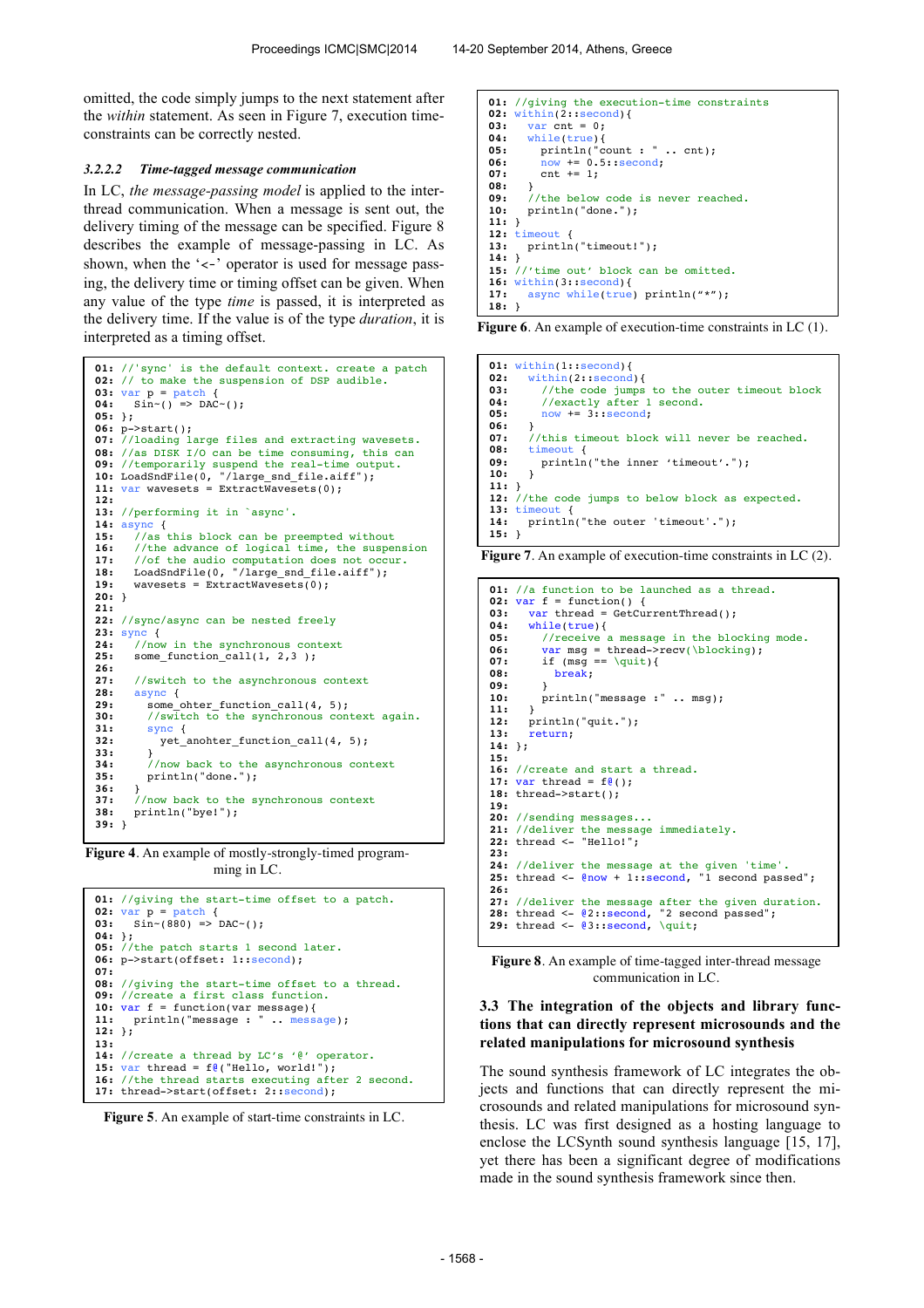omitted, the code simply jumps to the next statement after the *within* statement. As seen in Figure 7, execution time-constraints can be correctly nested.

#### *3.2.2.2 Time-tagged message communication*

In LC, *the message-passing model* is applied to the inter-thread communication. When a message is sent out, the delivery timing of the message can be specified. Figure 8 describes the example of message-passing in LC. As shown, when the '<-' operator is used for message passing, the delivery time or timing offset can be given. When any value of the type *time* is passed, it is interpreted as the delivery time. If the value is of the type *duration*, it is interpreted as a timing offset.

```
01: //'sync' is the default context. create a patch
02: // to make the suspension of DSP audible.
03: var p = patch {
04:   Sin~() => DAC~();
05: };
06: p->start();
07: //loading large files and extracting wavesets.
08: //as DISK I/O can be time consuming, this can
09: //temporarily suspend the real-time output.
10: LoadSndFile(0, "/large_snd_file.aiff");
11: var wavesets = ExtractWavesets(0);
12:
13: //performing it in `async'.
14: async {
15:   //as this block can be preempted without
16:   //the advance of logical time, the suspension
17:   //of the audio computation does not occur.
18:   LoadSndFile(0, "/large_snd_file.aiff");
19:   wavesets = ExtractWavesets(0);
20: }
21:
22: //sync/async can be nested freely
23: sync {
24:   //now in the synchronous context
25:   some_function_call(1, 2,3 );
26:
27:   //switch to the asynchronous context
28:   async {
29:     some_ohter_function_call(4, 5);
30:     //switch to the synchronous context again.
31:     sync {
32:       yet_anohter_function_call(4, 5);
33:     }
34:     //now back to the asynchronous context
35:     println("done.");
36:   }
37:   //now back to the synchronous context
38:   println("bye!");
39: }
```

**Figure 4**. An example of mostly-strongly-timed programming in LC.

```
01: //giving the start-time offset to a patch.
02: var p = patch {
03:   Sin~(880) => DAC~();
04: };
05: //the patch starts 1 second later.
06: p->start(offset: 1::second);
07:
08: //giving the start-time offset to a thread.
09: //create a first class function.
10: var f = function(var message){
11:   println("message : " .. message);
12: };
13:
14: //create a thread by LC's '@' operator.
15: var thread = f@("Hello, world!");
16: //the thread starts executing after 2 second.
17: thread->start(offset: 2::second);
```

**Figure 5**. An example of start-time constraints in LC.

```
01: //giving the execution-time constraints
02: within(2::second){
03:   var cnt = 0;
04:   while(true){
05:     println("count : " .. cnt);
06:     now += 0.5::second;
07:     cnt += 1;
08:   }
09:   //the below code is never reached.
10:   println("done.");
11: }
12: timeout {
13:   println("timeout!");
14: }
15: //'time out' block can be omitted.
16: within(3::second){
17:   async while(true) println("*");
18: }
```

**Figure 6**. An example of execution-time constraints in LC (1).

```
01: within(1::second){
02:   within(2::second){
03:     //the code jumps to the outer timeout block
04:     //exactly after 1 second.
05:     now += 3::second;
06:   }
07:   //this timeout block will never be reached.
08:   timeout {
09:     println("the inner 'timeout'.");
10:   }
11: }
12: //the code jumps to below block as expected.
13: timeout {
14:   println("the outer 'timeout'.");
15: }
```

**Figure 7**. An example of execution-time constraints in LC (2).

```
01: //a function to be launched as a thread.
02: var f = function() {
03:   var thread = GetCurrentThread();
04:   while(true){
05:     //receive a message in the blocking mode.
06:     var msg = thread->recv(\blocking);
07:     if (msg == \quit){
08:       break;
09:     }
10:     println("message :" .. msg);
11:   }
12:   println("quit.");
13:   return;
14: };
15:
16: //create and start a thread.
17: var thread = f@();
18: thread->start();
19:
20: //sending messages...
21: //deliver the message immediately.
22: thread <- "Hello!";
23:
24: //deliver the message at the given 'time'.
25: thread <- @now + 1::second, "1 second passed";
26:
27: //deliver the message after the given duration.
28: thread <- @2::second, "2 second passed";
29: thread <- @3::second, \quit;
```

**Figure 8**. An example of time-tagged inter-thread message communication in LC.

### 3.3 The integration of the objects and library functions that can directly represent microsounds and the related manipulations for microsound synthesis

The sound synthesis framework of LC integrates the objects and functions that can directly represent the microsounds and related manipulations for microsound synthesis. LC was first designed as a hosting language to enclose the LCSynth sound synthesis language [15, 17], yet there has been a significant degree of modifications made in the sound synthesis framework since then.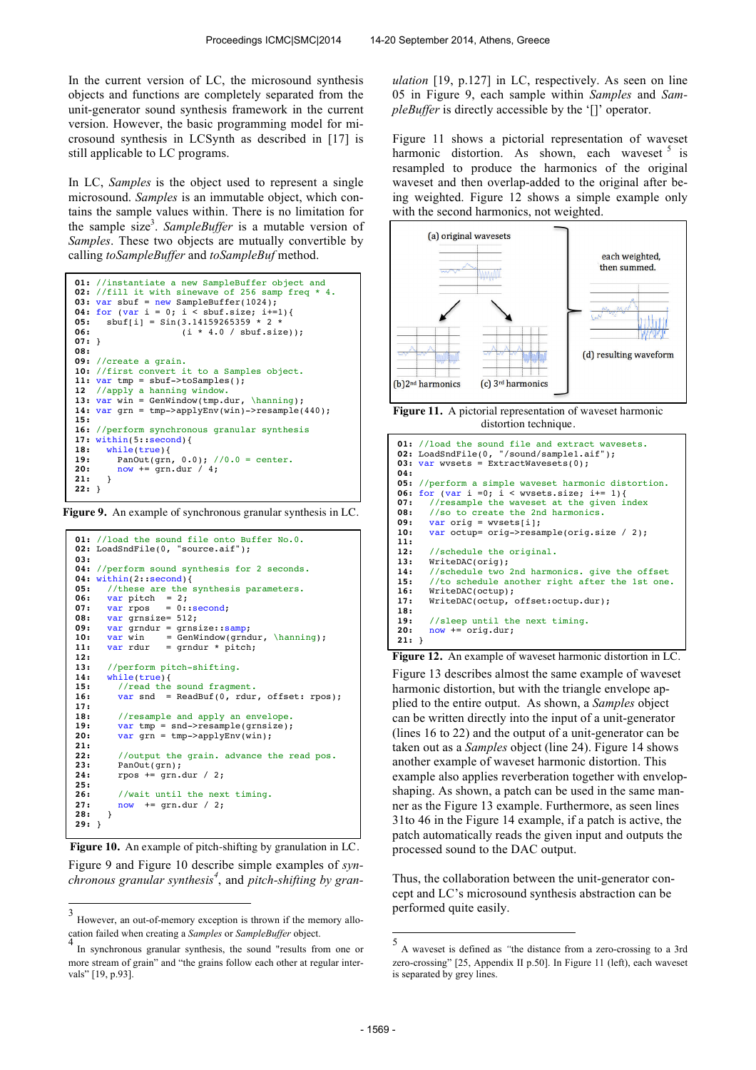In the current version of LC, the microsound synthesis objects and functions are completely separated from the unit-generator sound synthesis framework in the current version. However, the basic programming model for microsound synthesis in LCSynth as described in [17] is still applicable to LC programs.

In LC, *Samples* is the object used to represent a single microsound. *Samples* is an immutable object, which contains the sample values within. There is no limitation for the sample size[3]. *SampleBuffer* is a mutable version of *Samples*. These two objects are mutually convertible by calling *toSampleBuffer* and *toSampleBuf* method.

```
01: //instantiate a new SampleBuffer object and
02: //fill it with sinewave of 256 samp freq * 4.
03: var sbuf = new SampleBuffer(1024);
04: for (var i = 0; i < sbuf.size; i+=1){
05:    sbuf[i] = Sin(3.14159265359 * 2 *
06:                 (i * 4.0 / sbuf.size));
07: }
08:
09: //create a grain.
10: //first convert it to a Samples object.
11: var tmp = sbuf->toSamples();
12  //apply a hanning window.
13: var win = GenWindow(tmp.dur, \hanning);
14: var grn = tmp->applyEnv(win)->resample(440);
15:
16: //perform synchronous granular synthesis
17: within(5::second){
18:   while(true){
19:     PanOut(grn, 0.0); //0.0 = center.
20:     now += grn.dur / 4;
21:   }
22: }
```

**Figure 9.** An example of synchronous granular synthesis in LC.

```
01: //load the sound file onto Buffer No.0.
02: LoadSndFile(0, "source.aif");
03:
04: //perform sound synthesis for 2 seconds.
05: within(2::second){
05:   //these are the synthesis parameters.
06:   var pitch  = 2;
07:   var rpos   = 0::second;
08:   var grnsize= 512;
09:   var grndur  = grnsize::samp;
10:   var win    = GenWindow(grndur, \hanning);
11:   var rdur   = grndur * pitch;
12:
13:   //perform pitch-shifting.
14:   while(true){
15:     //read the sound fragment.
16:     var snd  = ReadBuf(0, rdur, offset: rpos);
17:
18:     //resample and apply an envelope.
19:     var tmp = snd->resample(grnsize);
20:     var grn = tmp->applyEnv(win);
21:
22:     //output the grain. advance the read pos.
23:     PanOut(grn);
24:     rpos += grn.dur / 2;
25:
26:     //wait until the next timing.
27:     now  += grn.dur / 2;
28:   }
29: }
```

**Figure 10.** An example of pitch-shifting by granulation in LC.

Figure 9 and Figure 10 describe simple examples of *synchronous granular synthesis*[4], and *pitch-shifting by granulation* [19, p.127] in LC, respectively. As seen on line 05 in Figure 9, each sample within *Samples* and *SampleBuffer* is directly accessible by the '[]' operator.

Figure 11 shows a pictorial representation of waveset harmonic distortion. As shown, each waveset[5] is resampled to produce the harmonics of the original waveset and then overlap-added to the original after being weighted. Figure 12 shows a simple example only with the second harmonics, not weighted.

(a) original waveforms; (b) 2nd harmonics; (c) 3rd harmonics; each weighted, then summed. (d) resulting waveform

**Figure 11.** A pictorial representation of waveset harmonic distortion technique.

```
01: //load the sound file and extract wavesets.
02: LoadSndFile(0, "/sound/sample1.aif");
03: var wvsets = ExtractWavesets(0);
04:
05: //perform a simple waveset harmonic distortion.
06: for (var i =0; i < wvsets.size; i+= 1){
07:   //resample the waveset at the given index
08:   //so to create the 2nd harmonics.
09:   var orig = wvsets[i];
10:   var octup= orig->resample(orig.size / 2);
11:
12:   //schedule the original.
13:   WriteDAC(orig);
14:   //schedule two 2nd harmonics. give the offset
15:   //to schedule another right after the 1st one.
16:   WriteDAC(octup);
17:   WriteDAC(octup, offset:octup.dur);
18:
19:   //sleep until the next timing.
20:   now += orig.dur;
21: }
```

**Figure 12.** An example of waveset harmonic distortion in LC.

Figure 13 describes almost the same example of waveset harmonic distortion, but with the triangle envelope applied to the entire output. As shown, a *Samples* object can be written directly into the input of a unit-generator (lines 16 to 22) and the output of a unit-generator can be taken out as a *Samples* object (line 24). Figure 14 shows another example of waveset harmonic distortion. This example also applies reverberation together with enveloping-shaping. As shown, a patch can be used in the same manner as the Figure 13 example. Furthermore, as seen lines 31to 46 in the Figure 14 example, if a patch is active, the patch automatically reads the given input and outputs the processed sound to the DAC output.

Thus, the collaboration between the unit-generator concept and LC's microsound synthesis abstraction can be performed quite easily.

---

[3] However, an out-of-memory exception is thrown if the memory allocation failed when creating a *Samples* or *SampleBuffer* object.

[4] In synchronous granular synthesis, the sound "results from one or more stream of grain" and "the grains follow each other at regular intervals" [19, p.93].

[5] A waveset is defined as "the distance from a zero-crossing to a 3rd zero-crossing" [25, Appendix II p.50]. In Figure 11 (left), each waveset is separated by grey lines.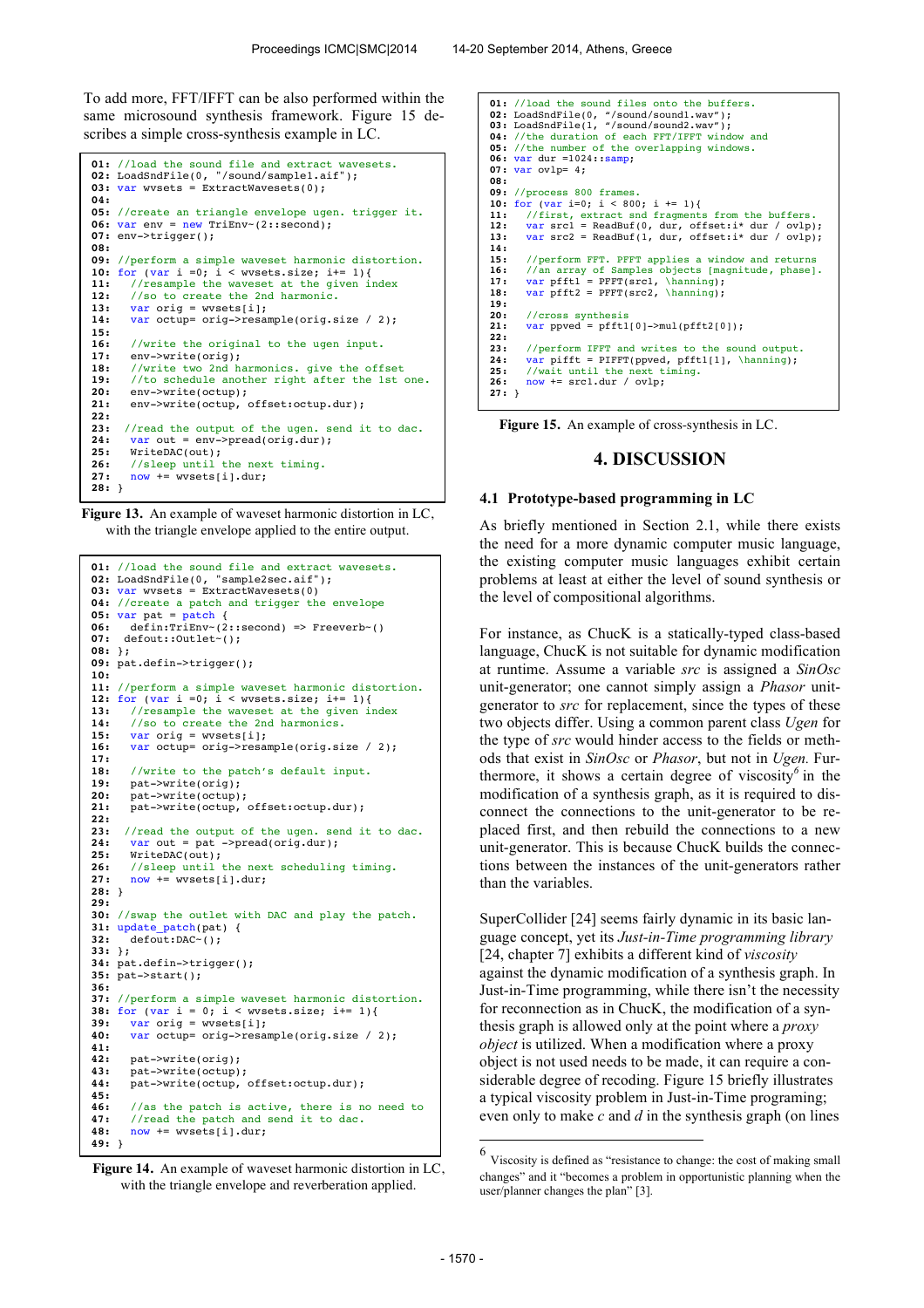To add more, FFT/IFFT can be also performed within the same microsound synthesis framework. Figure 15 describes a simple cross-synthesis example in LC.

```
01: //load the sound file and extract wavesets.
02: LoadSndFile(0, "/sound/sample1.aif");
03: var wvsets = ExtractWavesets(0);
04:
05: //create an triangle envelope ugen. trigger it.
06: var env = new TriEnv~(2::second);
07: env->trigger();
08:
09: //perform a simple waveset harmonic distortion.
10: for (var i =0; i < wvsets.size; i+= 1){
11:   //resample the waveset at the given index
12:   //so to create the 2nd harmonic.
13:   var orig = wvsets[i];
14:   var octup= orig->resample(orig.size / 2);
15:
16:   //write the original to the ugen input.
17:   env->write(orig);
18:   //write two 2nd harmonics. give the offset
19:   //to schedule another right after the 1st one.
20:   env->write(octup);
21:   env->write(octup, offset:octup.dur);
22:
23:  //read the output of the ugen. send it to dac.
24:   var out = env->pread(orig.dur);
25:   WriteDAC(out);
26:   //sleep until the next timing.
27:   now += wvsets[i].dur;
28: }
```

**Figure 13.** An example of waveset harmonic distortion in LC, with the triangle envelope applied to the entire output.

```
01: //load the sound file and extract wavesets.
02: LoadSndFile(0, "sample2sec.aif");
03: var wvsets = ExtractWavesets(0)
04: //create a patch and trigger the envelope
05: var pat = patch {
06:   defin:TriEnv~(2::second) => Freeverb~()
07:  defout::Outlet~();
08: };
09: pat.defin->trigger();
10:
11: //perform a simple waveset harmonic distortion.
12: for (var i =0; i < wvsets.size; i+= 1){
13:   //resample the waveset at the given index
14:   //so to create the 2nd harmonics.
15:   var orig = wvsets[i];
16:   var octup= orig->resample(orig.size / 2);
17:
18:   //write to the patch's default input.
19:   pat->write(orig);
20:   pat->write(octup);
21:   pat->write(octup, offset:octup.dur);
22:
23:  //read the output of the ugen. send it to dac.
24:   var out = pat ->pread(orig.dur);
25:   WriteDAC(out);
26:   //sleep until the next scheduling timing.
27:   now += wvsets[i].dur;
28: }
29:
30: //swap the outlet with DAC and play the patch.
31: update_patch(pat) {
32:   defout:DAC~();
33: };
34: pat.defin->trigger();
35: pat->start();
36:
37: //perform a simple waveset harmonic distortion.
38: for (var i = 0; i < wvsets.size; i+= 1){
39:   var orig = wvsets[i];
40:   var octup= orig->resample(orig.size / 2);
41:
42:   pat->write(orig);
43:   pat->write(octup);
44:   pat->write(octup, offset:octup.dur);
45:
46:   //as the patch is active, there is no need to
47:   //read the patch and send it to dac.
48:   now += wvsets[i].dur;
49: }
```

**Figure 14.** An example of waveset harmonic distortion in LC, with the triangle envelope and reverberation applied.

```
01: //load the sound files onto the buffers.
02: LoadSndFile(0, "/sound/sound1.wav");
03: LoadSndFile(1, "/sound/sound2.wav");
04: //the duration of each FFT/IFFT window and
05: //the number of the overlapping windows.
06: var dur =1024::samp;
07: var ovlp= 4;
08:
09: //process 800 frames.
10: for (var i=0; i < 800; i += 1){
11:   //first, extract snd fragments from the buffers.
12:   var src1 = ReadBuf(0, dur, offset:i* dur / ovlp);
13:   var src2 = ReadBuf(1, dur, offset:i* dur / ovlp);
14:
15:   //perform FFT. PFFT applies a window and returns
16:   //an array of Samples objects [magnitude, phase].
17:   var pfft1 = PFFT(src1, \hanning);
18:   var pfft2 = PFFT(src2, \hanning);
19:
20:   //cross synthesis
21:   var ppved = pfft1[0]->mul(pfft2[0]);
22:
23:   //perform IFFT and writes to the sound output.
24:   var pifft = PIFFT(ppved, pfft1[1], \hanning);
25:   //wait until the next timing.
26:   now += src1.dur / ovlp;
27: }
```

**Figure 15.** An example of cross-synthesis in LC.

## 4. DISCUSSION

### 4.1 Prototype-based programming in LC

As briefly mentioned in Section 2.1, while there exists the need for a more dynamic computer music language, the existing computer music languages exhibit certain problems at least at either the level of sound synthesis or the level of compositional algorithms.

For instance, as ChucK is a statically-typed class-based language, ChucK is not suitable for dynamic modification at runtime. Assume a variable *src* is assigned a *SinOsc* unit-generator; one cannot simply assign a *Phasor* unit-generator to *src* for replacement, since the types of these two objects differ. Using a common parent class *Ugen* for the type of *src* would hinder access to the fields or methods that exist in *SinOsc* or *Phasor*, but not in *Ugen*. Furthermore, it shows a certain degree of viscosity[6] in the modification of a synthesis graph, as it is required to disconnect the connections to the unit-generator to be replaced first, and then rebuild the connections to a new unit-generator. This is because ChucK builds the connections between the instances of the unit-generators rather than the variables.

SuperCollider [24] seems fairly dynamic in its basic language concept, yet its *Just-in-Time programming library* [24, chapter 7] exhibits a different kind of *viscosity* against the dynamic modification of a synthesis graph. In Just-in-Time programming, while there isn't the necessity for reconnection as in ChucK, the modification of a synthesis graph is allowed only at the point where a *proxy object* is utilized. When a modification where a proxy object is not used needs to be made, it can require a considerable degree of recoding. Figure 15 briefly illustrates a typical viscosity problem in Just-in-Time programing; even only to make *c* and *d* in the synthesis graph (on lines

[6] Viscosity is defined as "resistance to change: the cost of making small changes" and it "becomes a problem in opportunistic planning when the user/planner changes the plan" [3].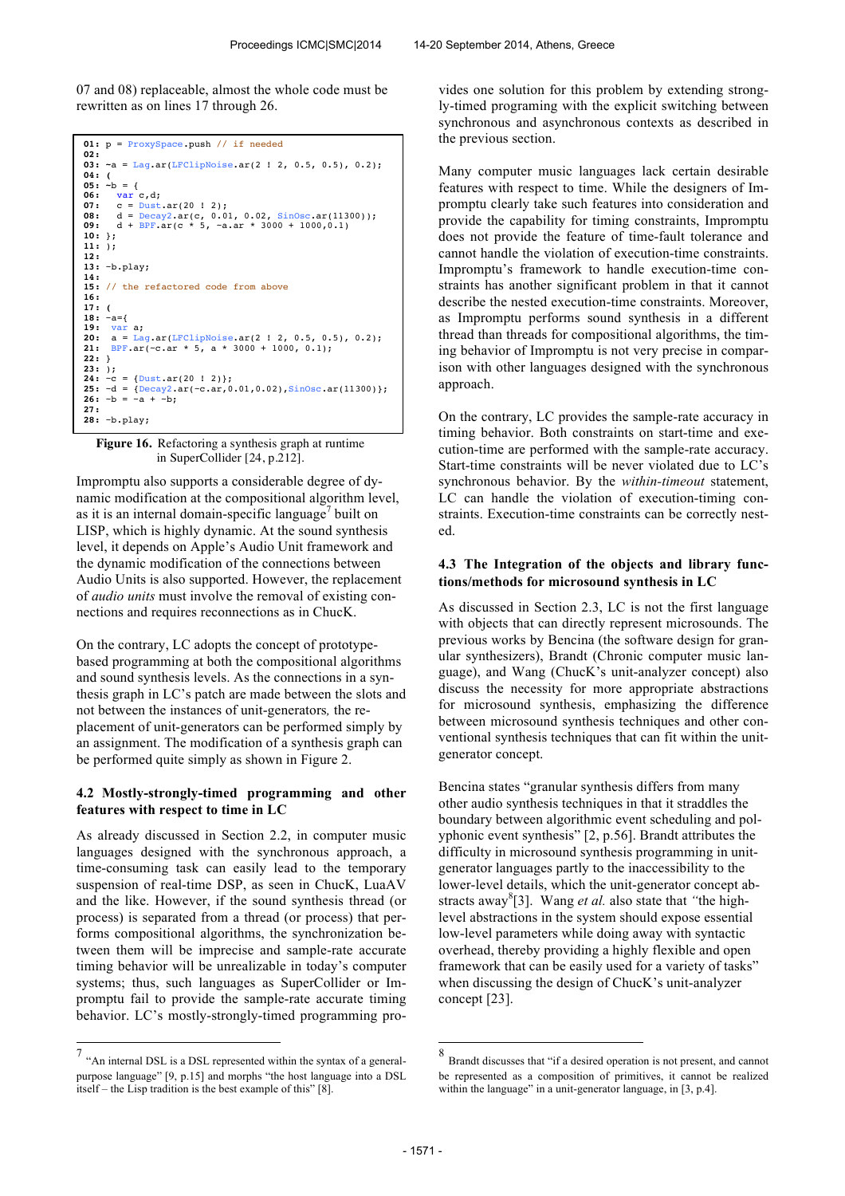07 and 08) replaceable, almost the whole code must be rewritten as on lines 17 through 26.

```
01: p = ProxySpace.push // if needed
02:
03: ~a = Lag.ar(LFClipNoise.ar(2 ! 2, 0.5, 0.5), 0.2);
04: (
05: ~b = {
06:   var c,d;
07:   c = Dust.ar(20 ! 2);
08:   d = Decay2.ar(c, 0.01, 0.02, SinOsc.ar(11300));
09:   d + BPF.ar(c * 5, ~a.ar * 3000 + 1000,0.1)
10: };
11: );
12:
13: ~b.play;
14:
15: // the refactored code from above
16:
17: (
18: ~a={
19:   var a;
20:   a = Lag.ar(LFClipNoise.ar(2 ! 2, 0.5, 0.5), 0.2);
21:   BPF.ar(~c.ar * 5, a * 3000 + 1000, 0.1);
22: }
23: );
24: ~c = {Dust.ar(20 ! 2)};
25: ~d = {Decay2.ar(~c.ar,0.01,0.02),SinOsc.ar(11300)};
26: ~b = ~a + ~b;
27:
28: ~b.play;
```

**Figure 16.** Refactoring a synthesis graph at runtime in SuperCollider [24, p.212].

Impromptu also supports a considerable degree of dynamic modification at the compositional algorithm level, as it is an internal domain-specific language[7] built on LISP, which is highly dynamic. At the sound synthesis level, it depends on Apple's Audio Unit framework and the dynamic modification of the connections between Audio Units is also supported. However, the replacement of *audio units* must involve the removal of existing connections and requires reconnections as in ChucK.

On the contrary, LC adopts the concept of prototype-based programming at both the compositional algorithms and sound synthesis levels. As the connections in a synthesis graph in LC's patch are made between the slots and not between the instances of unit-generators*,* the replacement of unit-generators can be performed simply by an assignment. The modification of a synthesis graph can be performed quite simply as shown in Figure 2.

### 4.2 Mostly-strongly-timed programming and other features with respect to time in LC

As already discussed in Section 2.2, in computer music languages designed with the synchronous approach, a time-consuming task can easily lead to the temporary suspension of real-time DSP, as seen in ChucK, LuaAV and the like. However, if the sound synthesis thread (or process) is separated from a thread (or process) that performs compositional algorithms, the synchronization between them will be imprecise and sample-rate accurate timing behavior will be unrealizable in today's computer systems; thus, such languages as SuperCollider or Impromptu fail to provide the sample-rate accurate timing behavior. LC's mostly-strongly-timed programming provides one solution for this problem by extending strongly-timed programing with the explicit switching between synchronous and asynchronous contexts as described in the previous section.

Many computer music languages lack certain desirable features with respect to time. While the designers of Impromptu clearly take such features into consideration and provide the capability for timing constraints, Impromptu does not provide the feature of time-fault tolerance and cannot handle the violation of execution-time constraints. Impromptu's framework to handle execution-time constraints has another significant problem in that it cannot describe the nested execution-time constraints. Moreover, as Impromptu performs sound synthesis in a different thread than threads for compositional algorithms, the timing behavior of Impromptu is not very precise in comparison with other languages designed with the synchronous approach.

On the contrary, LC provides the sample-rate accuracy in timing behavior. Both constraints on start-time and execution-time are performed with the sample-rate accuracy. Start-time constraints will be never violated due to LC's synchronous behavior. By the *within-timeout* statement, LC can handle the violation of execution-timing constraints. Execution-time constraints can be correctly nested.

### 4.3 The Integration of the objects and library functions/methods for microsound synthesis in LC

As discussed in Section 2.3, LC is not the first language with objects that can directly represent microsounds. The previous works by Bencina (the software design for granular synthesizers), Brandt (Chronic computer music language), and Wang (ChucK's unit-analyzer concept) also discuss the necessity for more appropriate abstractions for microsound synthesis, emphasizing the difference between microsound synthesis techniques and other conventional synthesis techniques that can fit within the unit-generator concept.

Bencina states "granular synthesis differs from many other audio synthesis techniques in that it straddles the boundary between algorithmic event scheduling and polyphonic event synthesis" [2, p.56]. Brandt attributes the difficulty in microsound synthesis programming in unit-generator languages partly to the inaccessibility to the lower-level details, which the unit-generator concept abstracts away[8][3]. Wang *et al.* also state that *"*the high-level abstractions in the system should expose essential low-level parameters while doing away with syntactic overhead, thereby providing a highly flexible and open framework that can be easily used for a variety of tasks" when discussing the design of ChucK's unit-analyzer concept [23].

---

[7] "An internal DSL is a DSL represented within the syntax of a general-purpose language" [9, p.15] and morphs "the host language into a DSL itself – the Lisp tradition is the best example of this" [8].

[8] Brandt discusses that "if a desired operation is not present, and cannot be represented as a composition of primitives, it cannot be realized within the language" in a unit-generator language, in [3, p.4].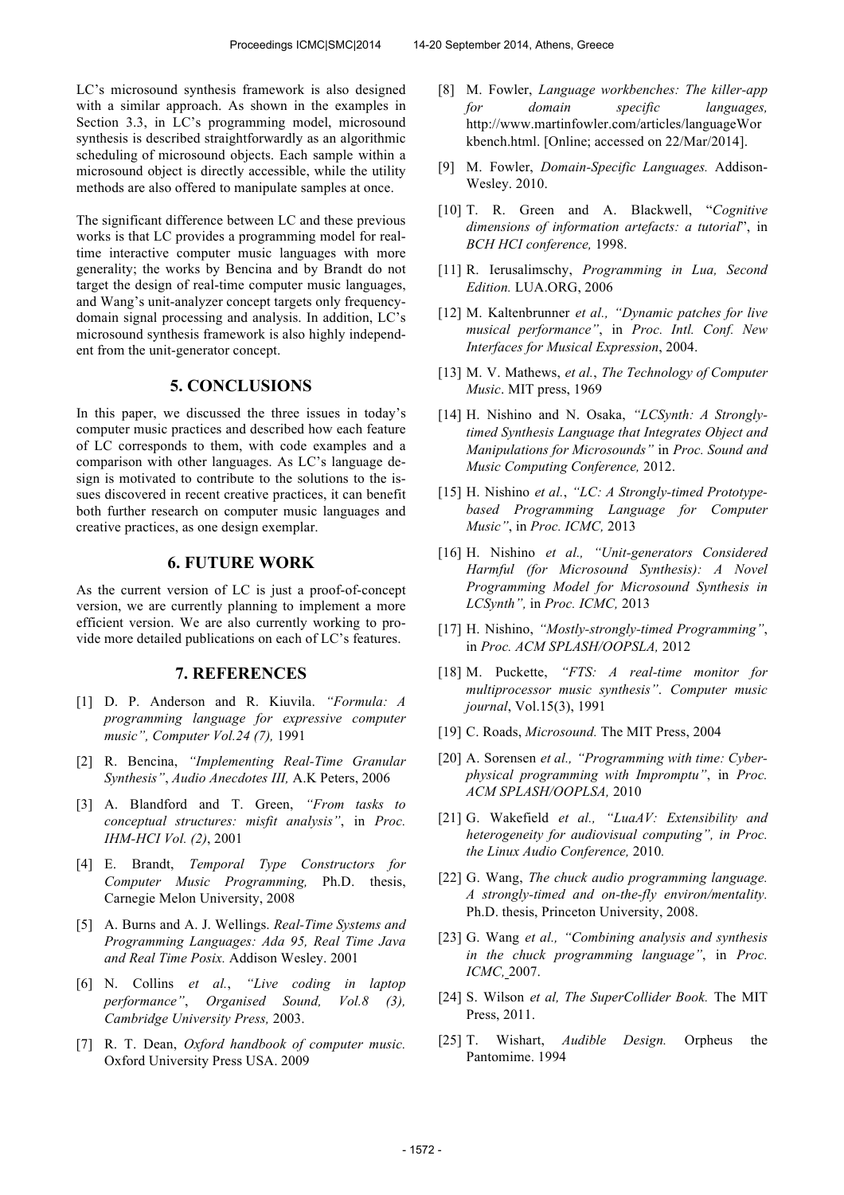LC's microsound synthesis framework is also designed with a similar approach. As shown in the examples in Section 3.3, in LC's programming model, microsound synthesis is described straightforwardly as an algorithmic scheduling of microsound objects. Each sample within a microsound object is directly accessible, while the utility methods are also offered to manipulate samples at once.

The significant difference between LC and these previous works is that LC provides a programming model for real-time interactive computer music languages with more generality; the works by Bencina and by Brandt do not target the design of real-time computer music languages, and Wang's unit-analyzer concept targets only frequency-domain signal processing and analysis. In addition, LC's microsound synthesis framework is also highly independent from the unit-generator concept.

## 5. CONCLUSIONS

In this paper, we discussed the three issues in today's computer music practices and described how each feature of LC corresponds to them, with code examples and a comparison with other languages. As LC's language design is motivated to contribute to the solutions to the issues discovered in recent creative practices, it can benefit both further research on computer music languages and creative practices, as one design exemplar.

## 6. FUTURE WORK

As the current version of LC is just a proof-of-concept version, we are currently planning to implement a more efficient version. We are also currently working to provide more detailed publications on each of LC's features.

## 7. REFERENCES

[1] D. P. Anderson and R. Kiuvila. *"Formula: A programming language for expressive computer music", Computer Vol.24 (7),* 1991

[2] R. Bencina, *"Implementing Real-Time Granular Synthesis"*, *Audio Anecdotes III,* A.K Peters, 2006

[3] A. Blandford and T. Green, *"From tasks to conceptual structures: misfit analysis"*, in *Proc. IHM-HCI Vol. (2)*, 2001

[4] E. Brandt, *Temporal Type Constructors for Computer Music Programming,* Ph.D. thesis, Carnegie Melon University, 2008

[5] A. Burns and A. J. Wellings. *Real-Time Systems and Programming Languages: Ada 95, Real Time Java and Real Time Posix.* Addison Wesley. 2001

[6] N. Collins *et al.*, *"Live coding in laptop performance"*, *Organised Sound, Vol.8 (3), Cambridge University Press,* 2003.

[7] R. T. Dean, *Oxford handbook of computer music.* Oxford University Press USA. 2009

[8] M. Fowler, *Language workbenches: The killer-app for domain specific languages,* http://www.martinfowler.com/articles/languageWorkbench.html. [Online; accessed on 22/Mar/2014].

[9] M. Fowler, *Domain-Specific Languages.* Addison-Wesley. 2010.

[10] T. R. Green and A. Blackwell, "*Cognitive dimensions of information artefacts: a tutorial*", in *BCH HCI conference,* 1998.

[11] R. Ierusalimschy, *Programming in Lua, Second Edition.* LUA.ORG, 2006

[12] M. Kaltenbrunner *et al., "Dynamic patches for live musical performance"*, in *Proc. Intl. Conf. New Interfaces for Musical Expression*, 2004.

[13] M. V. Mathews, *et al.*, *The Technology of Computer Music*. MIT press, 1969

[14] H. Nishino and N. Osaka, *"LCSynth: A Strongly-timed Synthesis Language that Integrates Object and Manipulations for Microsounds"* in *Proc. Sound and Music Computing Conference,* 2012.

[15] H. Nishino *et al.*, *"LC: A Strongly-timed Prototype-based Programming Language for Computer Music"*, in *Proc. ICMC,* 2013

[16] H. Nishino *et al., "Unit-generators Considered Harmful (for Microsound Synthesis): A Novel Programming Model for Microsound Synthesis in LCSynth",* in *Proc. ICMC,* 2013

[17] H. Nishino, *"Mostly-strongly-timed Programming"*, in *Proc. ACM SPLASH/OOPSLA,* 2012

[18] M. Puckette, *"FTS: A real-time monitor for multiprocessor music synthesis"*. *Computer music journal*, Vol.15(3), 1991

[19] C. Roads, *Microsound.* The MIT Press, 2004

[20] A. Sorensen *et al., "Programming with time: Cyber-physical programming with Impromptu"*, in *Proc. ACM SPLASH/OOPLSA,* 2010

[21] G. Wakefield *et al., "LuaAV: Extensibility and heterogeneity for audiovisual computing", in Proc. the Linux Audio Conference,* 2010*.*

[22] G. Wang, *The chuck audio programming language. A strongly-timed and on-the-fly environ/mentality.* Ph.D. thesis, Princeton University, 2008.

[23] G. Wang *et al., "Combining analysis and synthesis in the chuck programming language"*, in *Proc. ICMC,* 2007.

[24] S. Wilson *et al, The SuperCollider Book.* The MIT Press, 2011.

[25] T. Wishart, *Audible Design.* Orpheus the Pantomime. 1994